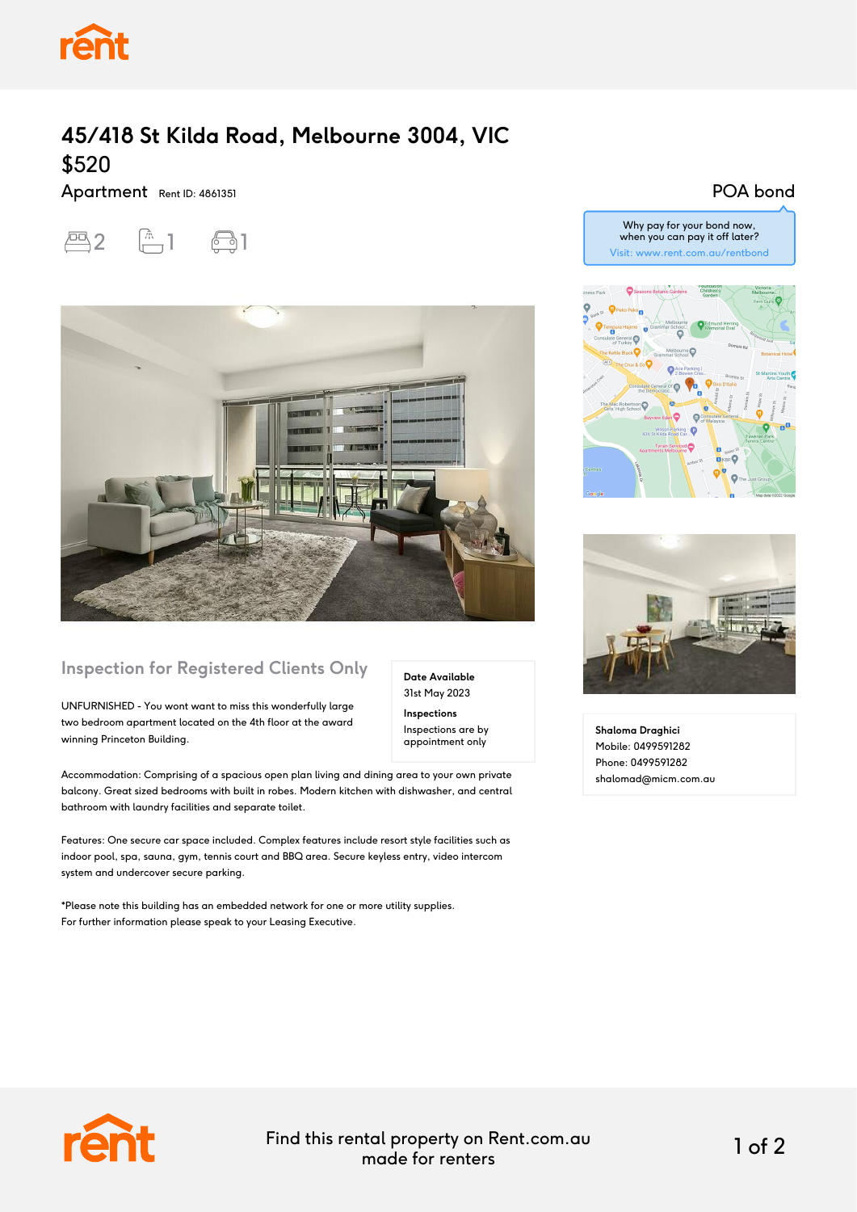# 45/418 St Kilda Road, Melbourne 3004, VIC

## $520

Apartment Rent ID: 4861351

2 | 1 | 1

POA bond

Why pay for your bond now, when you can pay it off later?
Visit: www.rent.com.au/rentbond

## Inspection for Registered Clients Only

**Date Available**
31st May 2023

**Inspections**
Inspections are by appointment only

UNFURNISHED - You wont want to miss this wonderfully large two bedroom apartment located on the 4th floor at the award winning Princeton Building.

Accommodation: Comprising of a spacious open plan living and dining area to your own private balcony. Great sized bedrooms with built in robes. Modern kitchen with dishwasher, and central bathroom with laundry facilities and separate toilet.

Features: One secure car space included. Complex features include resort style facilities such as indoor pool, spa, sauna, gym, tennis court and BBQ area. Secure keyless entry, video intercom system and undercover secure parking.

*Please note this building has an embedded network for one or more utility supplies.
For further information please speak to your Leasing Executive.

**Shaloma Draghici**
Mobile: 0499591282
Phone: 0499591282
shalomad@micm.com.au

Find this rental property on Rent.com.au
made for renters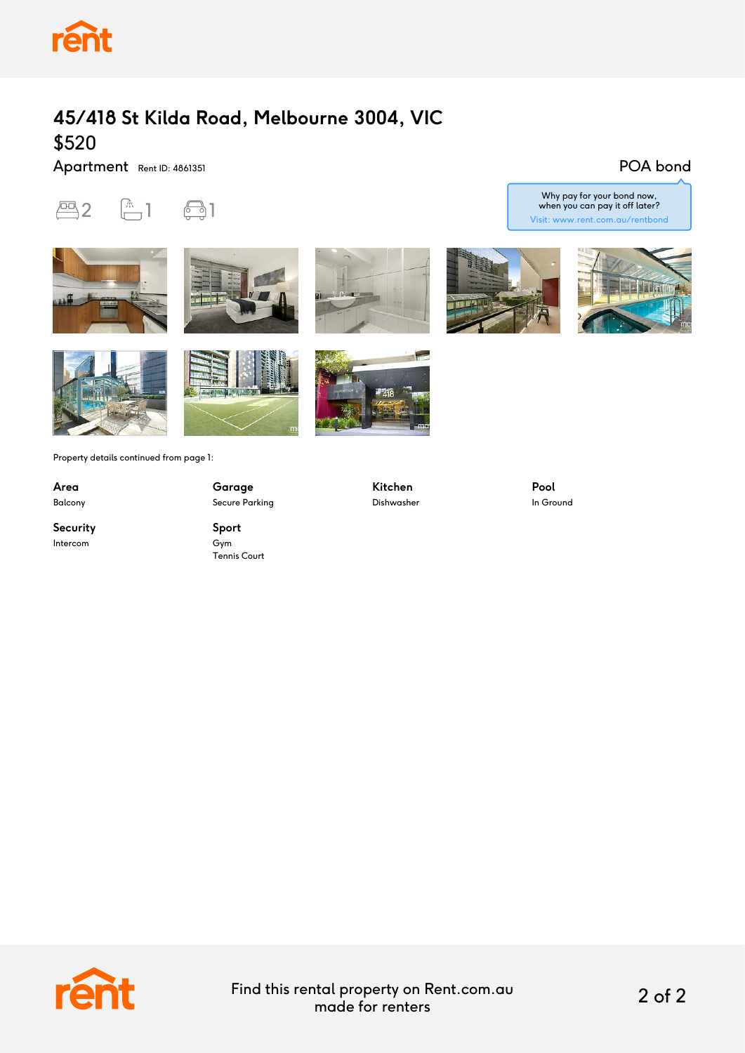# 45/418 St Kilda Road, Melbourne 3004, VIC

## $520

Apartment Rent ID: 4861351

POA bond

Why pay for your bond now, when you can pay it off later?
Visit: www.rent.com.au/rentbond

2 1 1

Property details continued from page 1:

**Area**
Balcony

**Garage**
Secure Parking

**Kitchen**
Dishwasher

**Pool**
In Ground

**Security**
Intercom

**Sport**
Gym
Tennis Court

Find this rental property on Rent.com.au made for renters